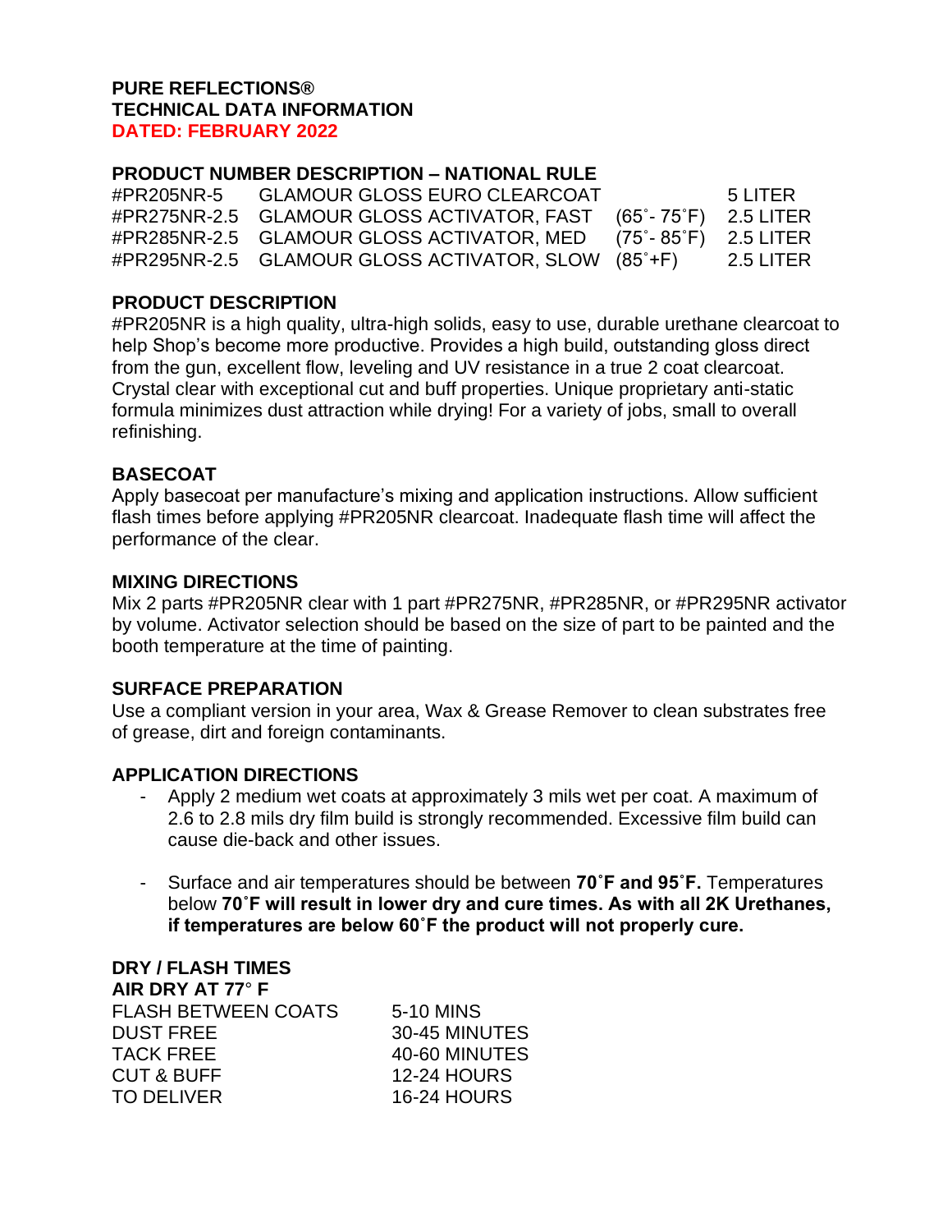**PURE REFLECTIONS®**
**TECHNICAL DATA INFORMATION**
**DATED: FEBRUARY 2022**

## PRODUCT NUMBER DESCRIPTION – NATIONAL RULE

| | | | |
|---|---|---|---|
| #PR205NR-5 | GLAMOUR GLOSS EURO CLEARCOAT | | 5 LITER |
| #PR275NR-2.5 | GLAMOUR GLOSS ACTIVATOR, FAST | (65˚- 75˚F) | 2.5 LITER |
| #PR285NR-2.5 | GLAMOUR GLOSS ACTIVATOR, MED | (75˚- 85˚F) | 2.5 LITER |
| #PR295NR-2.5 | GLAMOUR GLOSS ACTIVATOR, SLOW | (85˚+F) | 2.5 LITER |

## PRODUCT DESCRIPTION

#PR205NR is a high quality, ultra-high solids, easy to use, durable urethane clearcoat to help Shop's become more productive. Provides a high build, outstanding gloss direct from the gun, excellent flow, leveling and UV resistance in a true 2 coat clearcoat. Crystal clear with exceptional cut and buff properties. Unique proprietary anti-static formula minimizes dust attraction while drying! For a variety of jobs, small to overall refinishing.

## BASECOAT

Apply basecoat per manufacture's mixing and application instructions. Allow sufficient flash times before applying #PR205NR clearcoat. Inadequate flash time will affect the performance of the clear.

## MIXING DIRECTIONS

Mix 2 parts #PR205NR clear with 1 part #PR275NR, #PR285NR, or #PR295NR activator by volume. Activator selection should be based on the size of part to be painted and the booth temperature at the time of painting.

## SURFACE PREPARATION

Use a compliant version in your area, Wax & Grease Remover to clean substrates free of grease, dirt and foreign contaminants.

## APPLICATION DIRECTIONS

- Apply 2 medium wet coats at approximately 3 mils wet per coat. A maximum of 2.6 to 2.8 mils dry film build is strongly recommended. Excessive film build can cause die-back and other issues.

- Surface and air temperatures should be between **70˚F and 95˚F.** Temperatures below **70˚F will result in lower dry and cure times. As with all 2K Urethanes, if temperatures are below 60˚F the product will not properly cure.**

## DRY / FLASH TIMES

**AIR DRY AT 77˚ F**

| | |
|---|---|
| FLASH BETWEEN COATS | 5-10 MINS |
| DUST FREE | 30-45 MINUTES |
| TACK FREE | 40-60 MINUTES |
| CUT & BUFF | 12-24 HOURS |
| TO DELIVER | 16-24 HOURS |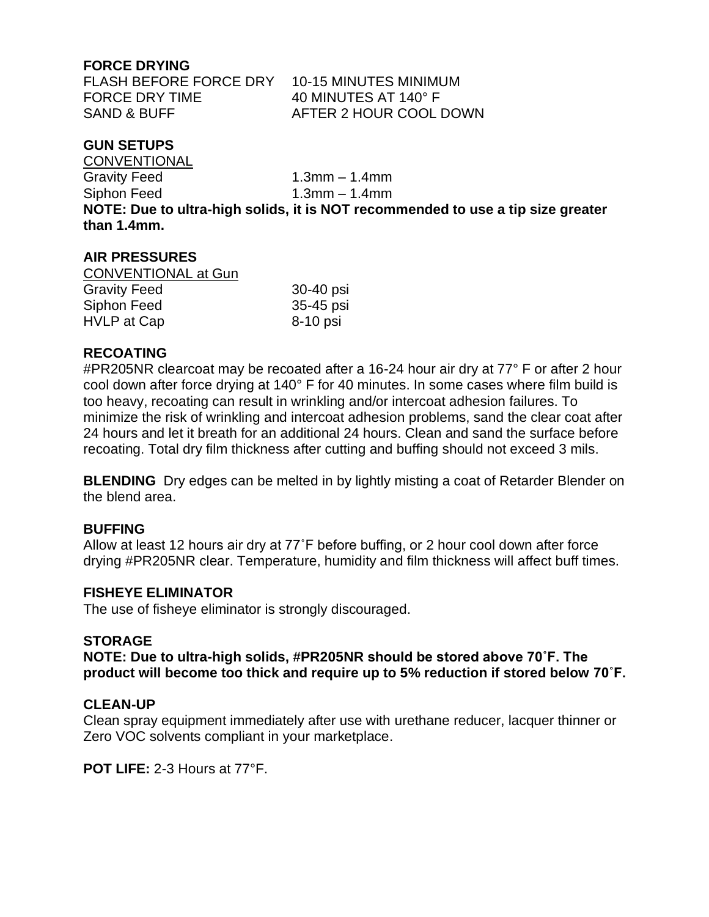**FORCE DRYING**

| | |
|---|---|
| FLASH BEFORE FORCE DRY | 10-15 MINUTES MINIMUM |
| FORCE DRY TIME | 40 MINUTES AT 140° F |
| SAND & BUFF | AFTER 2 HOUR COOL DOWN |

**GUN SETUPS**

CONVENTIONAL

| | |
|---|---|
| Gravity Feed | 1.3mm – 1.4mm |
| Siphon Feed | 1.3mm – 1.4mm |

**NOTE: Due to ultra-high solids, it is NOT recommended to use a tip size greater than 1.4mm.**

**AIR PRESSURES**

CONVENTIONAL at Gun

| | |
|---|---|
| Gravity Feed | 30-40 psi |
| Siphon Feed | 35-45 psi |
| HVLP at Cap | 8-10 psi |

**RECOATING**

#PR205NR clearcoat may be recoated after a 16-24 hour air dry at 77° F or after 2 hour cool down after force drying at 140° F for 40 minutes. In some cases where film build is too heavy, recoating can result in wrinkling and/or intercoat adhesion failures. To minimize the risk of wrinkling and intercoat adhesion problems, sand the clear coat after 24 hours and let it breath for an additional 24 hours. Clean and sand the surface before recoating. Total dry film thickness after cutting and buffing should not exceed 3 mils.

**BLENDING** Dry edges can be melted in by lightly misting a coat of Retarder Blender on the blend area.

**BUFFING**

Allow at least 12 hours air dry at 77˚F before buffing, or 2 hour cool down after force drying #PR205NR clear. Temperature, humidity and film thickness will affect buff times.

**FISHEYE ELIMINATOR**

The use of fisheye eliminator is strongly discouraged.

**STORAGE**

**NOTE: Due to ultra-high solids, #PR205NR should be stored above 70˚F. The product will become too thick and require up to 5% reduction if stored below 70˚F.**

**CLEAN-UP**

Clean spray equipment immediately after use with urethane reducer, lacquer thinner or Zero VOC solvents compliant in your marketplace.

**POT LIFE:** 2-3 Hours at 77°F.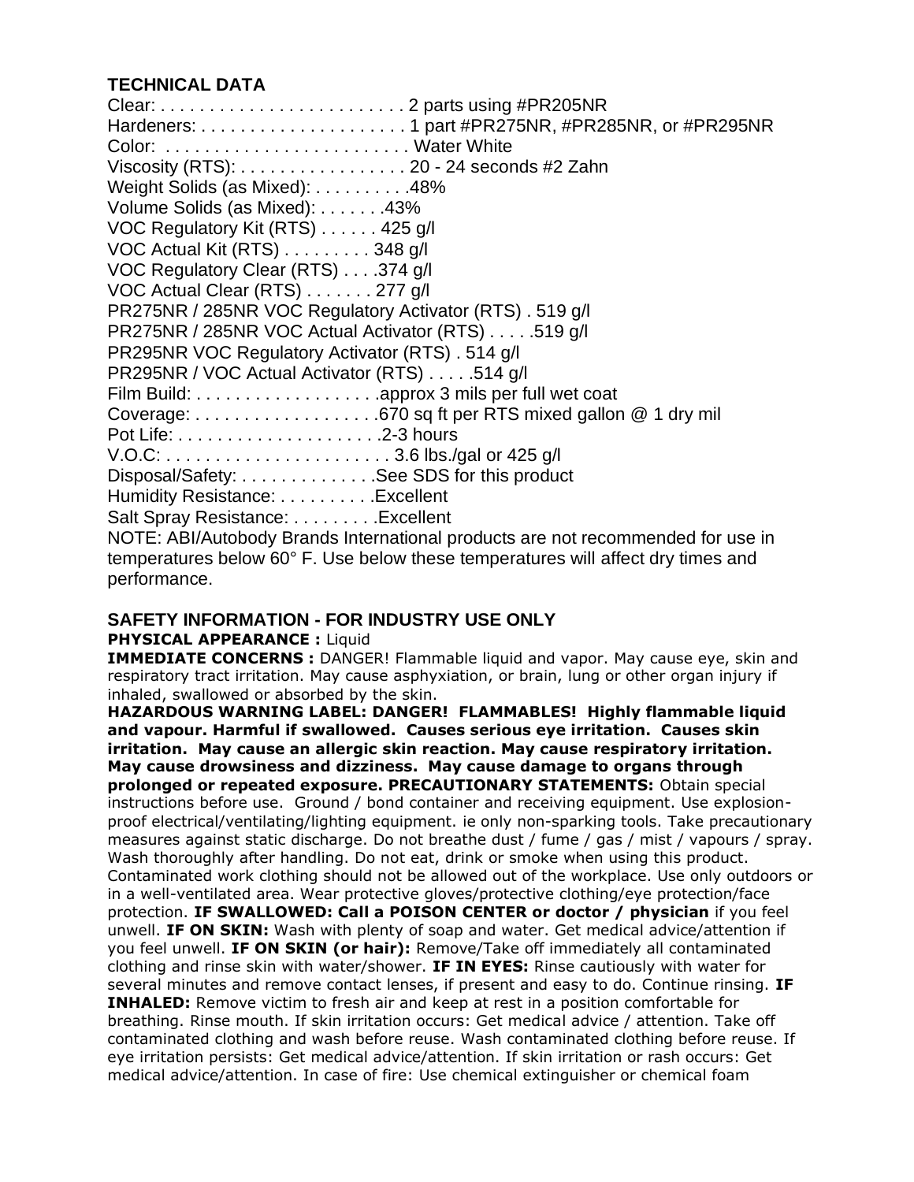## TECHNICAL DATA

Clear: . . . . . . . . . . . . . . . . . . . . . . . . . 2 parts using #PR205NR
Hardeners: . . . . . . . . . . . . . . . . . . . . . 1 part #PR275NR, #PR285NR, or #PR295NR
Color: . . . . . . . . . . . . . . . . . . . . . . . . . Water White
Viscosity (RTS): . . . . . . . . . . . . . . . . . 20 - 24 seconds #2 Zahn
Weight Solids (as Mixed): . . . . . . . . . .48%
Volume Solids (as Mixed): . . . . . . .43%
VOC Regulatory Kit (RTS) . . . . . . 425 g/l
VOC Actual Kit (RTS) . . . . . . . . . 348 g/l
VOC Regulatory Clear (RTS) . . . .374 g/l
VOC Actual Clear (RTS) . . . . . . . 277 g/l
PR275NR / 285NR VOC Regulatory Activator (RTS) . 519 g/l
PR275NR / 285NR VOC Actual Activator (RTS) . . . . .519 g/l
PR295NR VOC Regulatory Activator (RTS) . 514 g/l
PR295NR / VOC Actual Activator (RTS) . . . . .514 g/l
Film Build: . . . . . . . . . . . . . . . . . . .approx 3 mils per full wet coat
Coverage: . . . . . . . . . . . . . . . . . . .670 sq ft per RTS mixed gallon @ 1 dry mil
Pot Life: . . . . . . . . . . . . . . . . . . . . .2-3 hours
V.O.C: . . . . . . . . . . . . . . . . . . . . . . . 3.6 lbs./gal or 425 g/l
Disposal/Safety: . . . . . . . . . . . . . .See SDS for this product
Humidity Resistance: . . . . . . . . . .Excellent
Salt Spray Resistance: . . . . . . . . .Excellent
NOTE: ABI/Autobody Brands International products are not recommended for use in temperatures below 60° F. Use below these temperatures will affect dry times and performance.

## SAFETY INFORMATION - FOR INDUSTRY USE ONLY

**PHYSICAL APPEARANCE :** Liquid
**IMMEDIATE CONCERNS :** DANGER! Flammable liquid and vapor. May cause eye, skin and respiratory tract irritation. May cause asphyxiation, or brain, lung or other organ injury if inhaled, swallowed or absorbed by the skin.
**HAZARDOUS WARNING LABEL: DANGER! FLAMMABLES! Highly flammable liquid and vapour. Harmful if swallowed. Causes serious eye irritation. Causes skin irritation. May cause an allergic skin reaction. May cause respiratory irritation. May cause drowsiness and dizziness. May cause damage to organs through prolonged or repeated exposure. PRECAUTIONARY STATEMENTS:** Obtain special instructions before use. Ground / bond container and receiving equipment. Use explosion-proof electrical/ventilating/lighting equipment. ie only non-sparking tools. Take precautionary measures against static discharge. Do not breathe dust / fume / gas / mist / vapours / spray. Wash thoroughly after handling. Do not eat, drink or smoke when using this product. Contaminated work clothing should not be allowed out of the workplace. Use only outdoors or in a well-ventilated area. Wear protective gloves/protective clothing/eye protection/face protection. **IF SWALLOWED: Call a POISON CENTER or doctor / physician** if you feel unwell. **IF ON SKIN:** Wash with plenty of soap and water. Get medical advice/attention if you feel unwell. **IF ON SKIN (or hair):** Remove/Take off immediately all contaminated clothing and rinse skin with water/shower. **IF IN EYES:** Rinse cautiously with water for several minutes and remove contact lenses, if present and easy to do. Continue rinsing. **IF INHALED:** Remove victim to fresh air and keep at rest in a position comfortable for breathing. Rinse mouth. If skin irritation occurs: Get medical advice / attention. Take off contaminated clothing and wash before reuse. Wash contaminated clothing before reuse. If eye irritation persists: Get medical advice/attention. If skin irritation or rash occurs: Get medical advice/attention. In case of fire: Use chemical extinguisher or chemical foam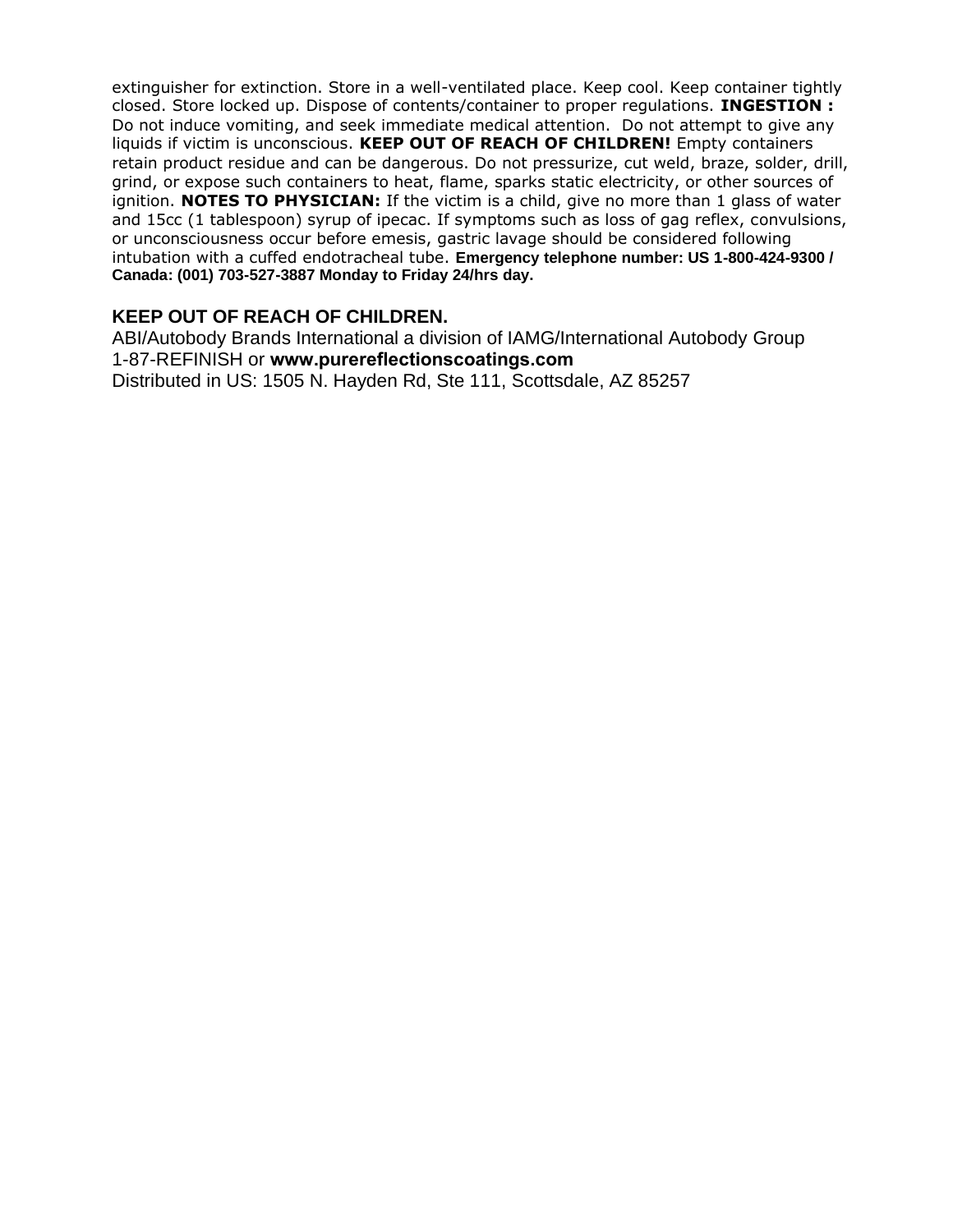extinguisher for extinction. Store in a well-ventilated place. Keep cool. Keep container tightly closed. Store locked up. Dispose of contents/container to proper regulations. **INGESTION :** Do not induce vomiting, and seek immediate medical attention. Do not attempt to give any liquids if victim is unconscious. **KEEP OUT OF REACH OF CHILDREN!** Empty containers retain product residue and can be dangerous. Do not pressurize, cut weld, braze, solder, drill, grind, or expose such containers to heat, flame, sparks static electricity, or other sources of ignition. **NOTES TO PHYSICIAN:** If the victim is a child, give no more than 1 glass of water and 15cc (1 tablespoon) syrup of ipecac. If symptoms such as loss of gag reflex, convulsions, or unconsciousness occur before emesis, gastric lavage should be considered following intubation with a cuffed endotracheal tube. **Emergency telephone number: US 1-800-424-9300 / Canada: (001) 703-527-3887 Monday to Friday 24/hrs day.**

**KEEP OUT OF REACH OF CHILDREN.**

ABI/Autobody Brands International a division of IAMG/International Autobody Group
1-87-REFINISH or **www.purereflectionscoatings.com**
Distributed in US: 1505 N. Hayden Rd, Ste 111, Scottsdale, AZ 85257